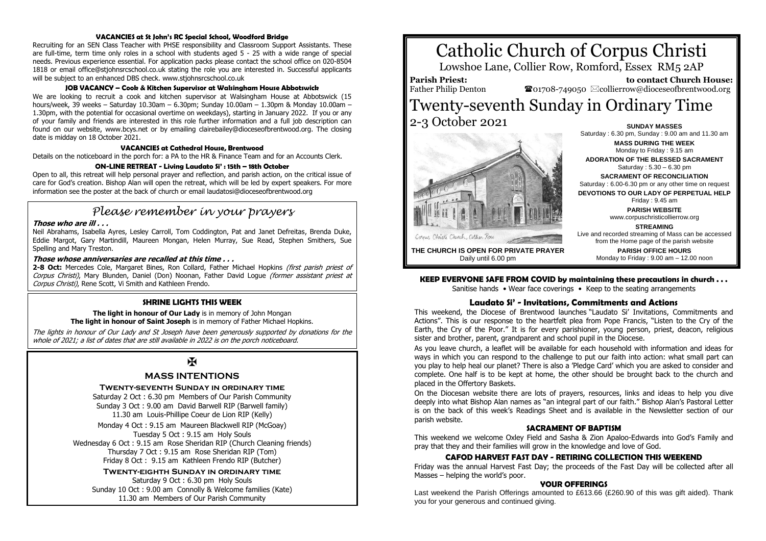#### VACANCIES at St John's RC Special School, Woodford Bridge

Recruiting for an SEN Class Teacher with PHSE responsibility and Classroom Support Assistants. These are full-time, term time only roles in a school with students aged 5 - 25 with a wide range of special needs. Previous experience essential. For application packs please contact the school office on 020-8504 1818 or email office@stjohnsrcschool.co.uk stating the role you are interested in. Successful applicants will be subject to an enhanced DBS check. www.stjohnsrcschool.co.uk

#### JOB VACANCY – Cook & Kitchen Supervisor at Walsingham House Abbotswick

We are looking to recruit a cook and kitchen supervisor at Walsingham House at Abbotswick (15 hours/week, 39 weeks – Saturday 10.30am – 6.30pm; Sunday 10.00am – 1.30pm & Monday 10.00am – 1.30pm, with the potential for occasional overtime on weekdays), starting in January 2022. If you or any of your family and friends are interested in this role further information and a full job description can found on our website, www.bcys.net or by emailing clairebailey@dioceseofbrentwood.org. The closing date is midday on 18 October 2021.

#### VACANCIES at Cathedral House, Brentwood

Details on the noticeboard in the porch for: a PA to the HR & Finance Team and for an Accounts Clerk.

#### ON-LINE RETREAT - Living Laudato Si' : 15th – 18th October

Open to all, this retreat will help personal prayer and reflection, and parish action, on the critical issue of care for God's creation. Bishop Alan will open the retreat, which will be led by expert speakers. For more information see the poster at the back of church or email laudatosi@dioceseofbrentwood.org

## *Please remember in your prayers*

***Those who are ill . . .***

Neil Abrahams, Isabella Ayres, Lesley Carroll, Tom Coddington, Pat and Janet Defreitas, Brenda Duke, Eddie Margot, Gary Martindill, Maureen Mongan, Helen Murray, Sue Read, Stephen Smithers, Sue Spelling and Mary Treston.

***Those whose anniversaries are recalled at this time . . .***

**2-8 Oct:** Mercedes Cole, Margaret Bines, Ron Collard, Father Michael Hopkins *(first parish priest of Corpus Christi)*, Mary Blunden, Daniel (Don) Noonan, Father David Logue *(former assistant priest at Corpus Christi)*, Rene Scott, Vi Smith and Kathleen Frendo.

#### SHRINE LIGHTS THIS WEEK

**The light in honour of Our Lady** is in memory of John Mongan
**The light in honour of Saint Joseph** is in memory of Father Michael Hopkins.

*The lights in honour of Our Lady and St Joseph have been generously supported by donations for the whole of 2021; a list of dates that are still available in 2022 is on the porch noticeboard.*

✠

### MASS INTENTIONS

**Twenty-seventh Sunday in ordinary time**

Saturday 2 Oct : 6.30 pm Members of Our Parish Community
Sunday 3 Oct : 9.00 am David Barwell RIP (Barwell family)
11.30 am Louis-Phillipe Coeur de Lion RIP (Kelly)

Monday 4 Oct : 9.15 am Maureen Blackwell RIP (McGoay)
Tuesday 5 Oct : 9.15 am Holy Souls
Wednesday 6 Oct : 9.15 am Rose Sheridan RIP (Church Cleaning friends)
Thursday 7 Oct : 9.15 am Rose Sheridan RIP (Tom)
Friday 8 Oct : 9.15 am Kathleen Frendo RIP (Butcher)

**Twenty-eighth Sunday in ordinary time**

Saturday 9 Oct : 6.30 pm Holy Souls
Sunday 10 Oct : 9.00 am Connolly & Welcome families (Kate)
11.30 am Members of Our Parish Community

# Catholic Church of Corpus Christi

Lowshoe Lane, Collier Row, Romford, Essex RM5 2AP

**Parish Priest:** Father Philip Denton
**to contact Church House:** ☎01708-749050 ✉collierrow@dioceseofbrentwood.org

# Twenty-seventh Sunday in Ordinary Time

## 2-3 October 2021

Corpus Christi Church, Collier Row

**THE CHURCH IS OPEN FOR PRIVATE PRAYER**
Daily until 6.00 pm

**SUNDAY MASSES**
Saturday : 6.30 pm, Sunday : 9.00 am and 11.30 am

**MASS DURING THE WEEK**
Monday to Friday : 9.15 am

**ADORATION OF THE BLESSED SACRAMENT**
Saturday : 5.30 – 6.30 pm

**SACRAMENT OF RECONCILIATION**
Saturday : 6.00-6.30 pm or any other time on request

**DEVOTIONS TO OUR LADY OF PERPETUAL HELP**
Friday : 9.45 am

**PARISH WEBSITE**
www.corpuschristicollierrow.org

**STREAMING**
Live and recorded streaming of Mass can be accessed from the Home page of the parish website

**PARISH OFFICE HOURS**
Monday to Friday : 9.00 am – 12.00 noon

#### KEEP EVERYONE SAFE FROM COVID by maintaining these precautions in church . . .

Sanitise hands • Wear face coverings • Keep to the seating arrangements

#### Laudato Si' - Invitations, Commitments and Actions

This weekend, the Diocese of Brentwood launches "Laudato Si' Invitations, Commitments and Actions". This is our response to the heartfelt plea from Pope Francis, "Listen to the Cry of the Earth, the Cry of the Poor." It is for every parishioner, young person, priest, deacon, religious sister and brother, parent, grandparent and school pupil in the Diocese.

As you leave church, a leaflet will be available for each household with information and ideas for ways in which you can respond to the challenge to put our faith into action: what small part can you play to help heal our planet? There is also a 'Pledge Card' which you are asked to consider and complete. One half is to be kept at home, the other should be brought back to the church and placed in the Offertory Baskets.

On the Diocesan website there are lots of prayers, resources, links and ideas to help you dive deeply into what Bishop Alan names as "an integral part of our faith." Bishop Alan's Pastoral Letter is on the back of this week's Readings Sheet and is available in the Newsletter section of our parish website.

#### SACRAMENT OF BAPTISM

This weekend we welcome Oxley Field and Sasha & Zion Apaloo-Edwards into God's Family and pray that they and their families will grow in the knowledge and love of God.

#### CAFOD HARVEST FAST DAY - RETIRING COLLECTION THIS WEEKEND

Friday was the annual Harvest Fast Day; the proceeds of the Fast Day will be collected after all Masses – helping the world's poor.

#### YOUR OFFERINGS

Last weekend the Parish Offerings amounted to £613.66 (£260.90 of this was gift aided). Thank you for your generous and continued giving.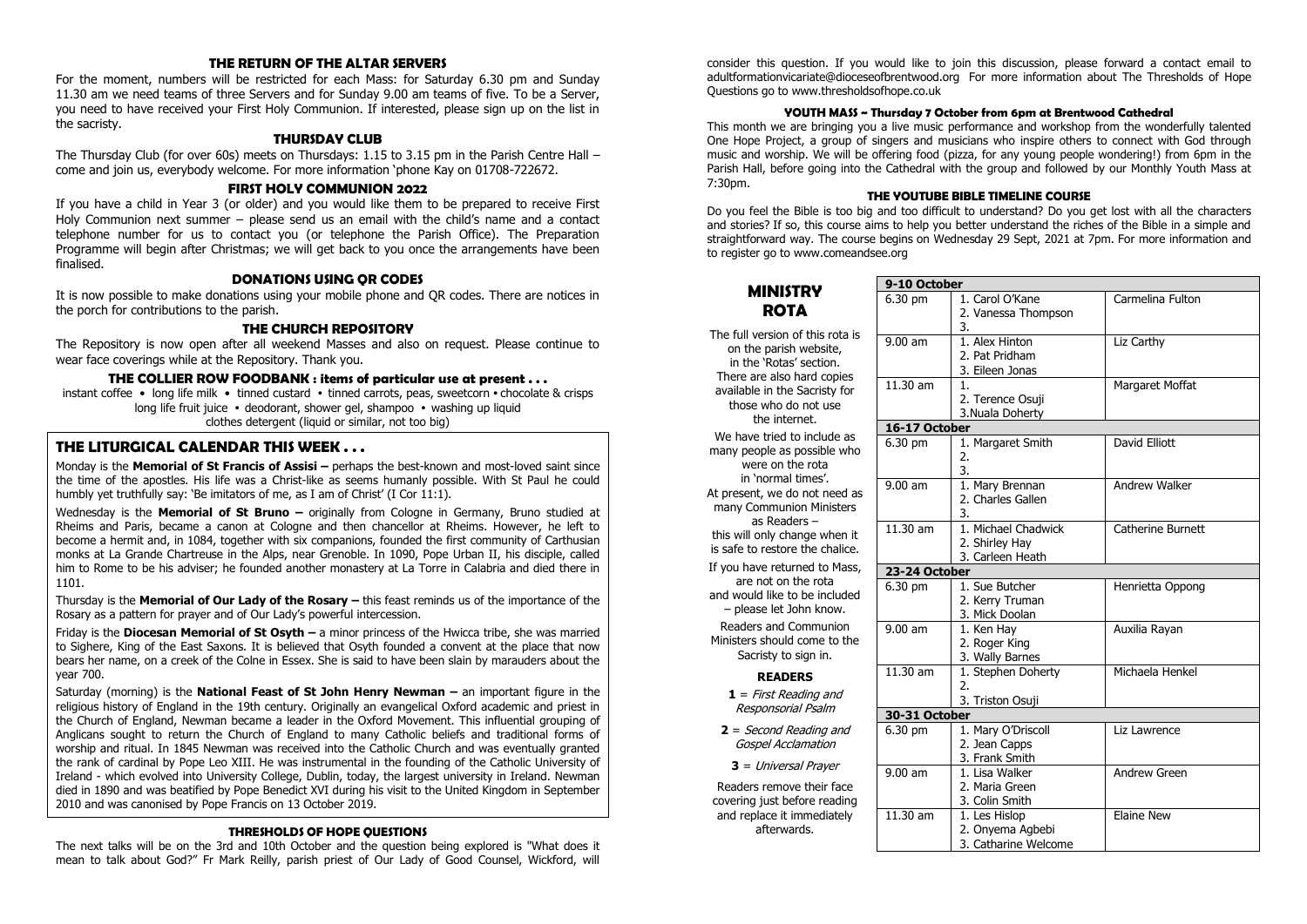### THE RETURN OF THE ALTAR SERVERS

For the moment, numbers will be restricted for each Mass: for Saturday 6.30 pm and Sunday 11.30 am we need teams of three Servers and for Sunday 9.00 am teams of five. To be a Server, you need to have received your First Holy Communion. If interested, please sign up on the list in the sacristy.

### THURSDAY CLUB

The Thursday Club (for over 60s) meets on Thursdays: 1.15 to 3.15 pm in the Parish Centre Hall – come and join us, everybody welcome. For more information 'phone Kay on 01708-722672.

### FIRST HOLY COMMUNION 2022

If you have a child in Year 3 (or older) and you would like them to be prepared to receive First Holy Communion next summer – please send us an email with the child's name and a contact telephone number for us to contact you (or telephone the Parish Office). The Preparation Programme will begin after Christmas; we will get back to you once the arrangements have been finalised.

### DONATIONS USING QR CODES

It is now possible to make donations using your mobile phone and QR codes. There are notices in the porch for contributions to the parish.

### THE CHURCH REPOSITORY

The Repository is now open after all weekend Masses and also on request. Please continue to wear face coverings while at the Repository. Thank you.

### THE COLLIER ROW FOODBANK : items of particular use at present . . .

instant coffee • long life milk • tinned custard • tinned carrots, peas, sweetcorn • chocolate & crisps
long life fruit juice • deodorant, shower gel, shampoo • washing up liquid
clothes detergent (liquid or similar, not too big)

## THE LITURGICAL CALENDAR THIS WEEK . . .

Monday is the **Memorial of St Francis of Assisi –** perhaps the best-known and most-loved saint since the time of the apostles. His life was a Christ-like as seems humanly possible. With St Paul he could humbly yet truthfully say: 'Be imitators of me, as I am of Christ' (I Cor 11:1).

Wednesday is the **Memorial of St Bruno –** originally from Cologne in Germany, Bruno studied at Rheims and Paris, became a canon at Cologne and then chancellor at Rheims. However, he left to become a hermit and, in 1084, together with six companions, founded the first community of Carthusian monks at La Grande Chartreuse in the Alps, near Grenoble. In 1090, Pope Urban II, his disciple, called him to Rome to be his adviser; he founded another monastery at La Torre in Calabria and died there in 1101.

Thursday is the **Memorial of Our Lady of the Rosary –** this feast reminds us of the importance of the Rosary as a pattern for prayer and of Our Lady's powerful intercession.

Friday is the **Diocesan Memorial of St Osyth –** a minor princess of the Hwicca tribe, she was married to Sighere, King of the East Saxons. It is believed that Osyth founded a convent at the place that now bears her name, on a creek of the Colne in Essex. She is said to have been slain by marauders about the year 700.

Saturday (morning) is the **National Feast of St John Henry Newman –** an important figure in the religious history of England in the 19th century. Originally an evangelical Oxford academic and priest in the Church of England, Newman became a leader in the Oxford Movement. This influential grouping of Anglicans sought to return the Church of England to many Catholic beliefs and traditional forms of worship and ritual. In 1845 Newman was received into the Catholic Church and was eventually granted the rank of cardinal by Pope Leo XIII. He was instrumental in the founding of the Catholic University of Ireland - which evolved into University College, Dublin, today, the largest university in Ireland. Newman died in 1890 and was beatified by Pope Benedict XVI during his visit to the United Kingdom in September 2010 and was canonised by Pope Francis on 13 October 2019.

### THRESHOLDS OF HOPE QUESTIONS

The next talks will be on the 3rd and 10th October and the question being explored is "What does it mean to talk about God?" Fr Mark Reilly, parish priest of Our Lady of Good Counsel, Wickford, will consider this question. If you would like to join this discussion, please forward a contact email to adultformationvicariate@dioceseofbrentwood.org For more information about The Thresholds of Hope Questions go to www.thresholdsofhope.co.uk

### YOUTH MASS ~ Thursday 7 October from 6pm at Brentwood Cathedral

This month we are bringing you a live music performance and workshop from the wonderfully talented One Hope Project, a group of singers and musicians who inspire others to connect with God through music and worship. We will be offering food (pizza, for any young people wondering!) from 6pm in the Parish Hall, before going into the Cathedral with the group and followed by our Monthly Youth Mass at 7:30pm.

### THE YOUTUBE BIBLE TIMELINE COURSE

Do you feel the Bible is too big and too difficult to understand? Do you get lost with all the characters and stories? If so, this course aims to help you better understand the riches of the Bible in a simple and straightforward way. The course begins on Wednesday 29 Sept, 2021 at 7pm. For more information and to register go to www.comeandsee.org

## MINISTRY ROTA

The full version of this rota is on the parish website, in the 'Rotas' section. There are also hard copies available in the Sacristy for those who do not use the internet.

We have tried to include as many people as possible who were on the rota in 'normal times'.

At present, we do not need as many Communion Ministers as Readers – this will only change when it is safe to restore the chalice.

If you have returned to Mass, are not on the rota and would like to be included – please let John know.

Readers and Communion Ministers should come to the Sacristy to sign in.

**READERS**

**1** = *First Reading and Responsorial Psalm*

**2** = *Second Reading and Gospel Acclamation*

**3** = *Universal Prayer*

Readers remove their face covering just before reading and replace it immediately afterwards.

| | | |
|---|---|---|
| **9-10 October** | | |
| 6.30 pm | 1. Carol O'Kane<br>2. Vanessa Thompson<br>3. | Carmelina Fulton |
| 9.00 am | 1. Alex Hinton<br>2. Pat Pridham<br>3. Eileen Jonas | Liz Carthy |
| 11.30 am | 1.<br>2. Terence Osuji<br>3.Nuala Doherty | Margaret Moffat |
| **16-17 October** | | |
| 6.30 pm | 1. Margaret Smith<br>2.<br>3. | David Elliott |
| 9.00 am | 1. Mary Brennan<br>2. Charles Gallen<br>3. | Andrew Walker |
| 11.30 am | 1. Michael Chadwick<br>2. Shirley Hay<br>3. Carleen Heath | Catherine Burnett |
| **23-24 October** | | |
| 6.30 pm | 1. Sue Butcher<br>2. Kerry Truman<br>3. Mick Doolan | Henrietta Oppong |
| 9.00 am | 1. Ken Hay<br>2. Roger King<br>3. Wally Barnes | Auxilia Rayan |
| 11.30 am | 1. Stephen Doherty<br>2.<br>3. Triston Osuji | Michaela Henkel |
| **30-31 October** | | |
| 6.30 pm | 1. Mary O'Driscoll<br>2. Jean Capps<br>3. Frank Smith | Liz Lawrence |
| 9.00 am | 1. Lisa Walker<br>2. Maria Green<br>3. Colin Smith | Andrew Green |
| 11.30 am | 1. Les Hislop<br>2. Onyema Agbebi<br>3. Catharine Welcome | Elaine New |